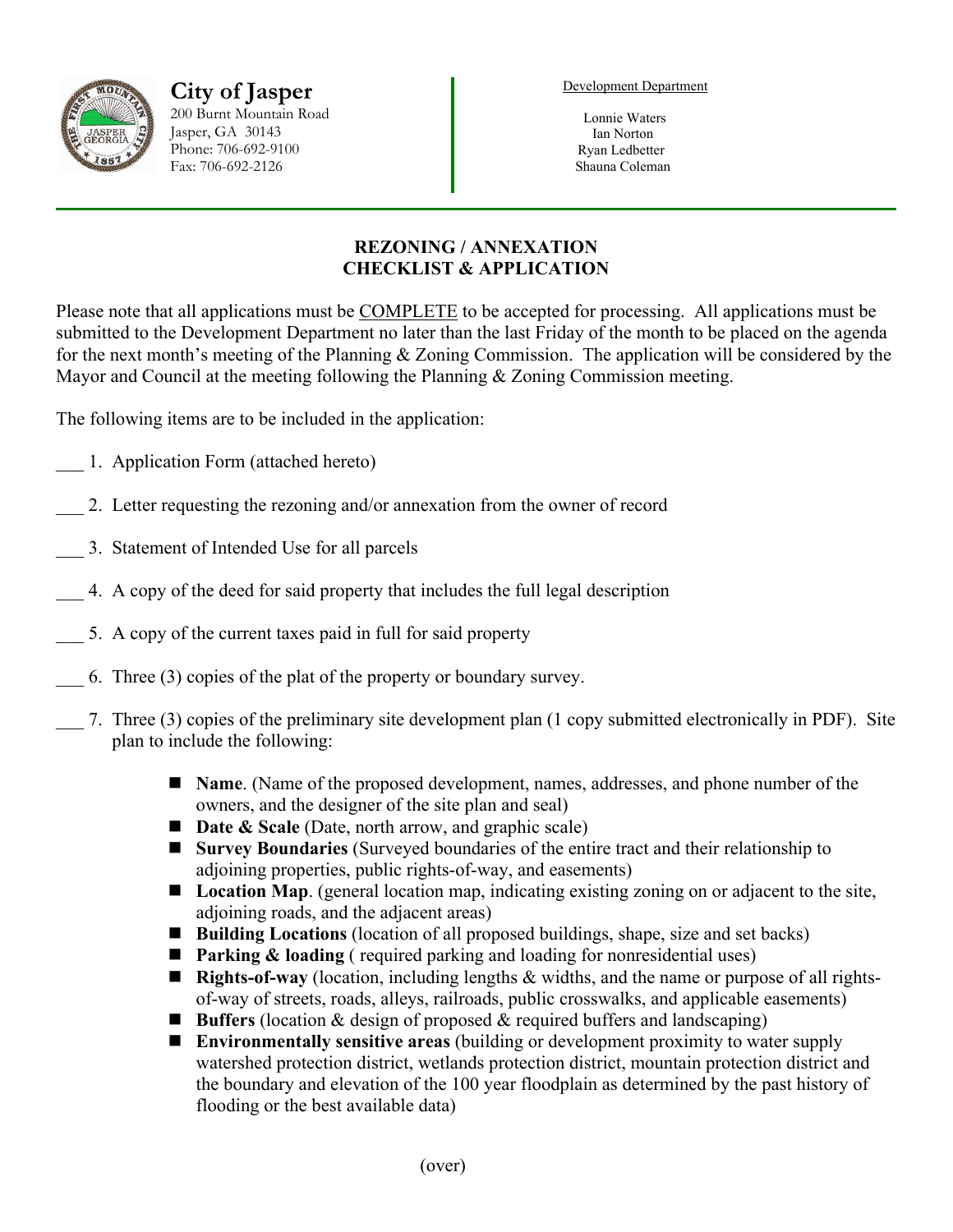**City of Jasper**
200 Burnt Mountain Road
Jasper, GA 30143
Phone: 706-692-9100
Fax: 706-692-2126

Development Department

Lonnie Waters
Ian Norton
Ryan Ledbetter
Shauna Coleman

# REZONING / ANNEXATION
# CHECKLIST & APPLICATION

Please note that all applications must be COMPLETE to be accepted for processing. All applications must be submitted to the Development Department no later than the last Friday of the month to be placed on the agenda for the next month's meeting of the Planning & Zoning Commission. The application will be considered by the Mayor and Council at the meeting following the Planning & Zoning Commission meeting.

The following items are to be included in the application:

___ 1. Application Form (attached hereto)

___ 2. Letter requesting the rezoning and/or annexation from the owner of record

___ 3. Statement of Intended Use for all parcels

___ 4. A copy of the deed for said property that includes the full legal description

___ 5. A copy of the current taxes paid in full for said property

___ 6. Three (3) copies of the plat of the property or boundary survey.

___ 7. Three (3) copies of the preliminary site development plan (1 copy submitted electronically in PDF). Site plan to include the following:

- **Name**. (Name of the proposed development, names, addresses, and phone number of the owners, and the designer of the site plan and seal)
- **Date & Scale** (Date, north arrow, and graphic scale)
- **Survey Boundaries** (Surveyed boundaries of the entire tract and their relationship to adjoining properties, public rights-of-way, and easements)
- **Location Map**. (general location map, indicating existing zoning on or adjacent to the site, adjoining roads, and the adjacent areas)
- **Building Locations** (location of all proposed buildings, shape, size and set backs)
- **Parking & loading** ( required parking and loading for nonresidential uses)
- **Rights-of-way** (location, including lengths & widths, and the name or purpose of all rights-of-way of streets, roads, alleys, railroads, public crosswalks, and applicable easements)
- **Buffers** (location & design of proposed & required buffers and landscaping)
- **Environmentally sensitive areas** (building or development proximity to water supply watershed protection district, wetlands protection district, mountain protection district and the boundary and elevation of the 100 year floodplain as determined by the past history of flooding or the best available data)

(over)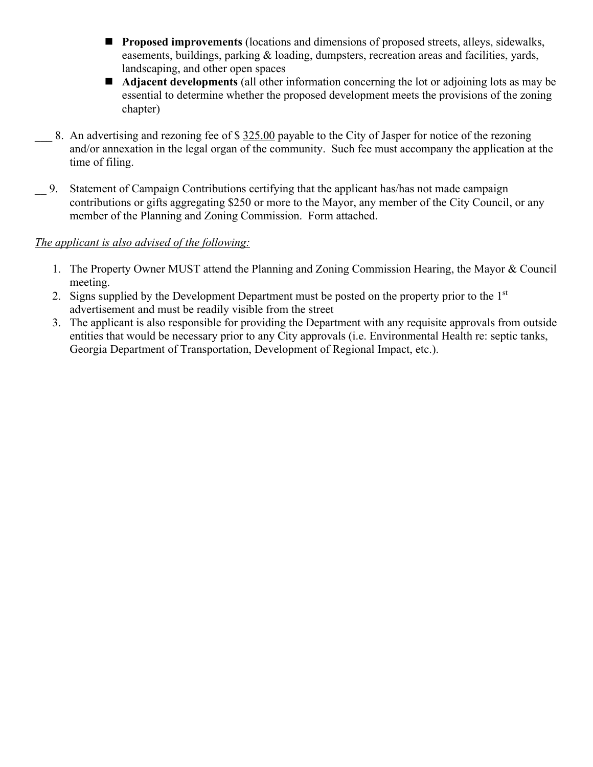- **Proposed improvements** (locations and dimensions of proposed streets, alleys, sidewalks, easements, buildings, parking & loading, dumpsters, recreation areas and facilities, yards, landscaping, and other open spaces
- **Adjacent developments** (all other information concerning the lot or adjoining lots as may be essential to determine whether the proposed development meets the provisions of the zoning chapter)

___ 8. An advertising and rezoning fee of $ 325.00 payable to the City of Jasper for notice of the rezoning and/or annexation in the legal organ of the community. Such fee must accompany the application at the time of filing.

__ 9. Statement of Campaign Contributions certifying that the applicant has/has not made campaign contributions or gifts aggregating $250 or more to the Mayor, any member of the City Council, or any member of the Planning and Zoning Commission. Form attached.

*The applicant is also advised of the following:*

1. The Property Owner MUST attend the Planning and Zoning Commission Hearing, the Mayor & Council meeting.
2. Signs supplied by the Development Department must be posted on the property prior to the 1st advertisement and must be readily visible from the street
3. The applicant is also responsible for providing the Department with any requisite approvals from outside entities that would be necessary prior to any City approvals (i.e. Environmental Health re: septic tanks, Georgia Department of Transportation, Development of Regional Impact, etc.).